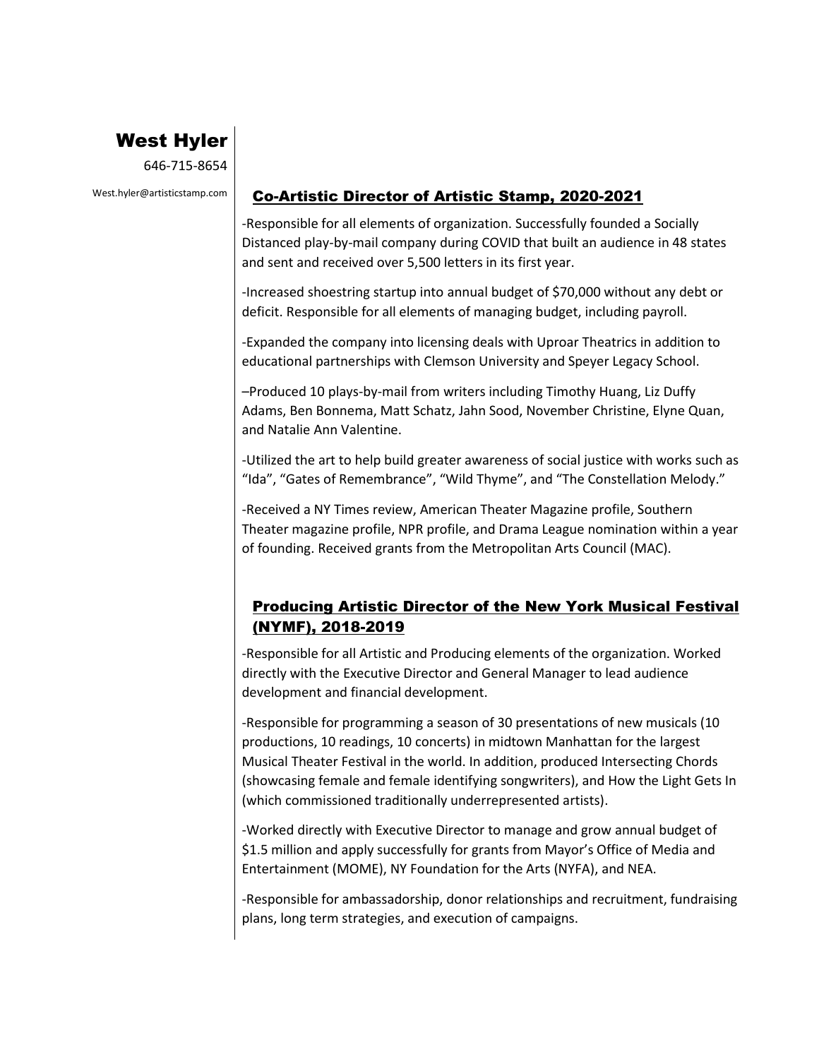# West Hyler

646-715-8654

West.hyler@artisticstamp.com

## Co-Artistic Director of Artistic Stamp, 2020-2021

-Responsible for all elements of organization. Successfully founded a Socially Distanced play-by-mail company during COVID that built an audience in 48 states and sent and received over 5,500 letters in its first year.

-Increased shoestring startup into annual budget of $70,000 without any debt or deficit. Responsible for all elements of managing budget, including payroll.

-Expanded the company into licensing deals with Uproar Theatrics in addition to educational partnerships with Clemson University and Speyer Legacy School.

–Produced 10 plays-by-mail from writers including Timothy Huang, Liz Duffy Adams, Ben Bonnema, Matt Schatz, Jahn Sood, November Christine, Elyne Quan, and Natalie Ann Valentine.

-Utilized the art to help build greater awareness of social justice with works such as "Ida", "Gates of Remembrance", "Wild Thyme", and "The Constellation Melody."

-Received a NY Times review, American Theater Magazine profile, Southern Theater magazine profile, NPR profile, and Drama League nomination within a year of founding. Received grants from the Metropolitan Arts Council (MAC).

## Producing Artistic Director of the New York Musical Festival (NYMF), 2018-2019

-Responsible for all Artistic and Producing elements of the organization. Worked directly with the Executive Director and General Manager to lead audience development and financial development.

-Responsible for programming a season of 30 presentations of new musicals (10 productions, 10 readings, 10 concerts) in midtown Manhattan for the largest Musical Theater Festival in the world. In addition, produced Intersecting Chords (showcasing female and female identifying songwriters), and How the Light Gets In (which commissioned traditionally underrepresented artists).

-Worked directly with Executive Director to manage and grow annual budget of $1.5 million and apply successfully for grants from Mayor's Office of Media and Entertainment (MOME), NY Foundation for the Arts (NYFA), and NEA.

-Responsible for ambassadorship, donor relationships and recruitment, fundraising plans, long term strategies, and execution of campaigns.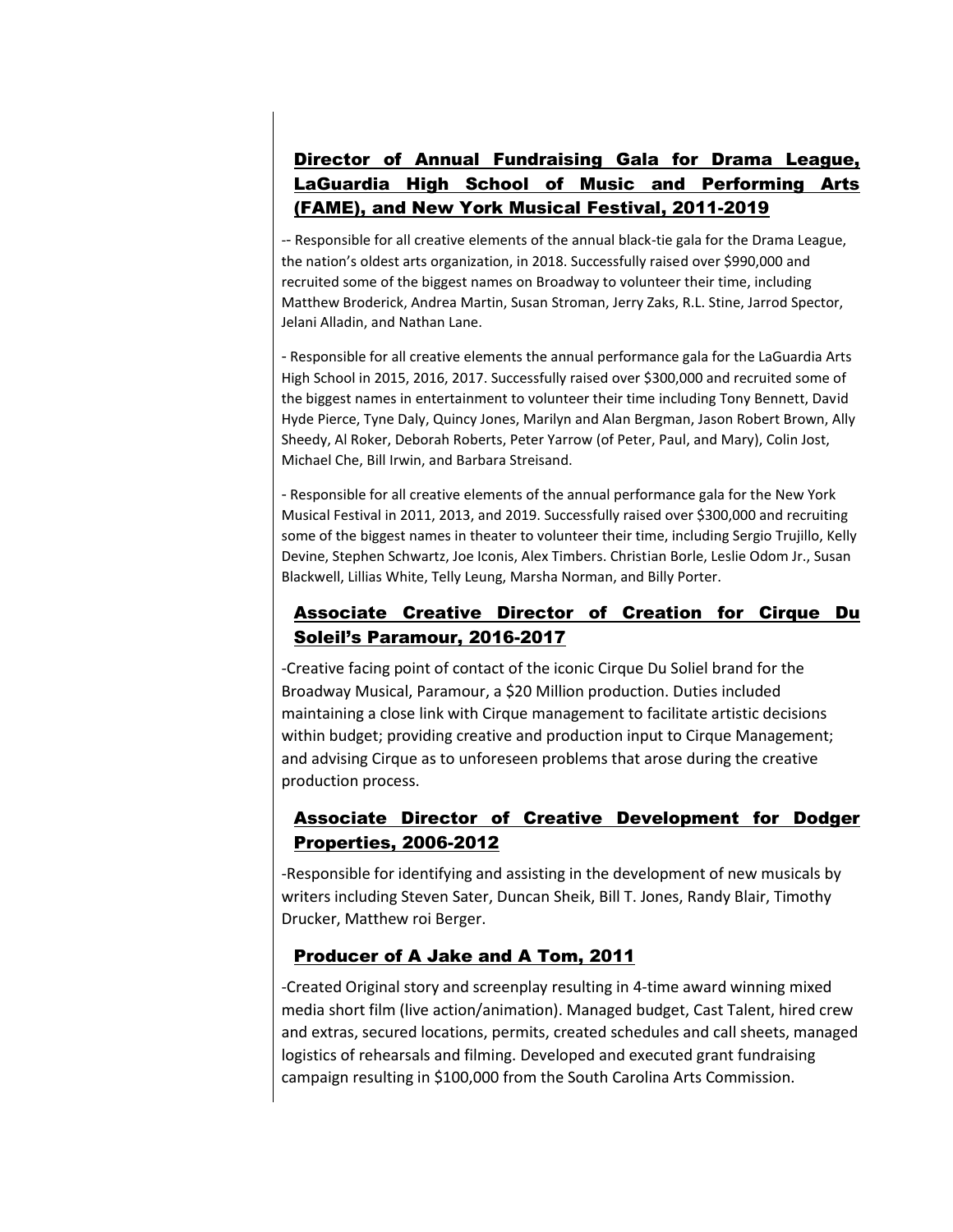## Director of Annual Fundraising Gala for Drama League, LaGuardia High School of Music and Performing Arts (FAME), and New York Musical Festival, 2011-2019

-- Responsible for all creative elements of the annual black-tie gala for the Drama League, the nation's oldest arts organization, in 2018. Successfully raised over $990,000 and recruited some of the biggest names on Broadway to volunteer their time, including Matthew Broderick, Andrea Martin, Susan Stroman, Jerry Zaks, R.L. Stine, Jarrod Spector, Jelani Alladin, and Nathan Lane.

- Responsible for all creative elements the annual performance gala for the LaGuardia Arts High School in 2015, 2016, 2017. Successfully raised over $300,000 and recruited some of the biggest names in entertainment to volunteer their time including Tony Bennett, David Hyde Pierce, Tyne Daly, Quincy Jones, Marilyn and Alan Bergman, Jason Robert Brown, Ally Sheedy, Al Roker, Deborah Roberts, Peter Yarrow (of Peter, Paul, and Mary), Colin Jost, Michael Che, Bill Irwin, and Barbara Streisand.

- Responsible for all creative elements of the annual performance gala for the New York Musical Festival in 2011, 2013, and 2019. Successfully raised over $300,000 and recruiting some of the biggest names in theater to volunteer their time, including Sergio Trujillo, Kelly Devine, Stephen Schwartz, Joe Iconis, Alex Timbers. Christian Borle, Leslie Odom Jr., Susan Blackwell, Lillias White, Telly Leung, Marsha Norman, and Billy Porter.

## Associate Creative Director of Creation for Cirque Du Soleil's Paramour, 2016-2017

-Creative facing point of contact of the iconic Cirque Du Soliel brand for the Broadway Musical, Paramour, a $20 Million production. Duties included maintaining a close link with Cirque management to facilitate artistic decisions within budget; providing creative and production input to Cirque Management; and advising Cirque as to unforeseen problems that arose during the creative production process.

## Associate Director of Creative Development for Dodger Properties, 2006-2012

-Responsible for identifying and assisting in the development of new musicals by writers including Steven Sater, Duncan Sheik, Bill T. Jones, Randy Blair, Timothy Drucker, Matthew roi Berger.

## Producer of A Jake and A Tom, 2011

-Created Original story and screenplay resulting in 4-time award winning mixed media short film (live action/animation). Managed budget, Cast Talent, hired crew and extras, secured locations, permits, created schedules and call sheets, managed logistics of rehearsals and filming. Developed and executed grant fundraising campaign resulting in $100,000 from the South Carolina Arts Commission.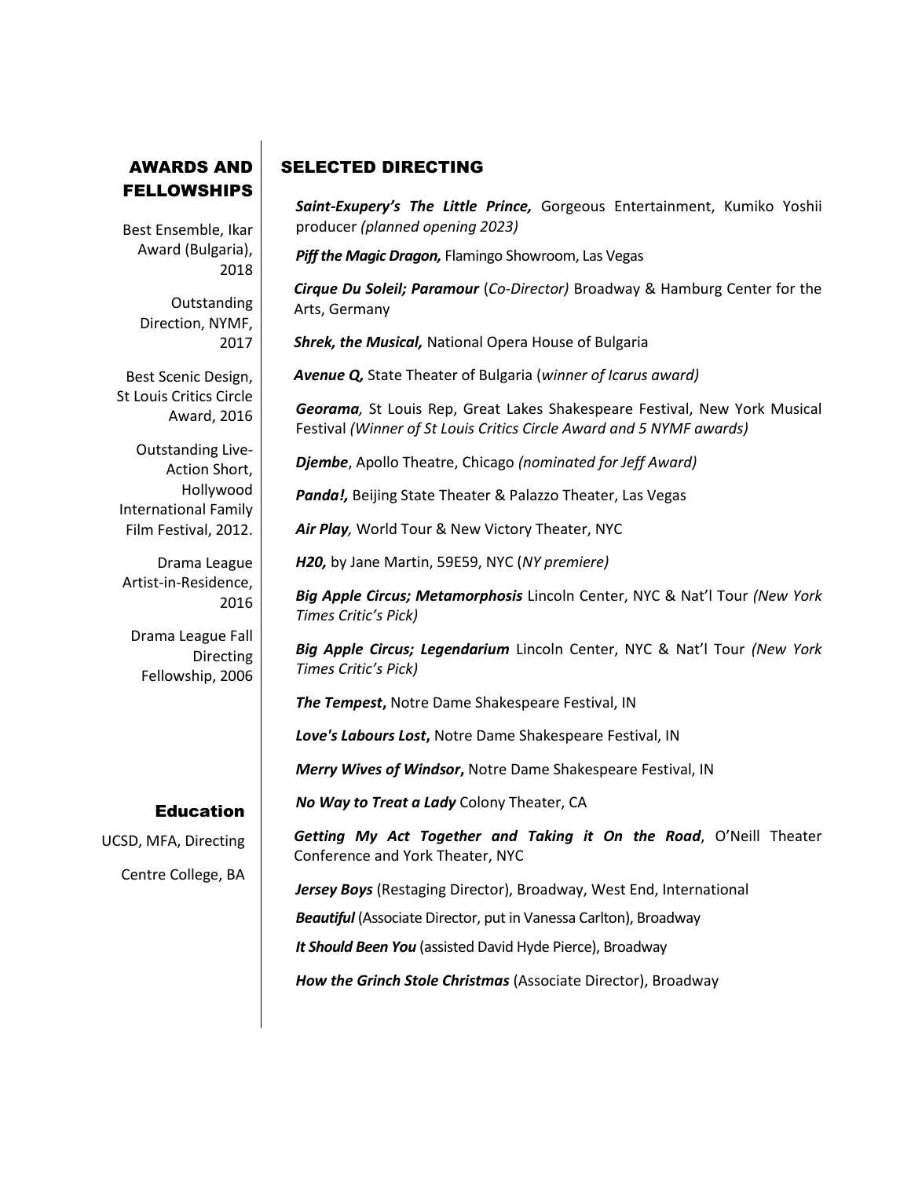## AWARDS AND FELLOWSHIPS

Best Ensemble, Ikar Award (Bulgaria), 2018

Outstanding Direction, NYMF, 2017

Best Scenic Design, St Louis Critics Circle Award, 2016

Outstanding Live-Action Short, Hollywood International Family Film Festival, 2012.

Drama League Artist-in-Residence, 2016

Drama League Fall Directing Fellowship, 2006

## Education

UCSD, MFA, Directing

Centre College, BA

## SELECTED DIRECTING

***Saint-Exupery's The Little Prince,*** Gorgeous Entertainment, Kumiko Yoshii producer *(planned opening 2023)*

***Piff the Magic Dragon,*** Flamingo Showroom, Las Vegas

***Cirque Du Soleil; Paramour*** (*Co-Director)* Broadway & Hamburg Center for the Arts, Germany

***Shrek, the Musical,*** National Opera House of Bulgaria

***Avenue Q,*** State Theater of Bulgaria (*winner of Icarus award)*

***Georama,*** St Louis Rep, Great Lakes Shakespeare Festival, New York Musical Festival *(Winner of St Louis Critics Circle Award and 5 NYMF awards)*

***Djembe***, Apollo Theatre, Chicago *(nominated for Jeff Award)*

***Panda!,*** Beijing State Theater & Palazzo Theater, Las Vegas

***Air Play,*** World Tour & New Victory Theater, NYC

***H20,*** by Jane Martin, 59E59, NYC (*NY premiere)*

***Big Apple Circus; Metamorphosis*** Lincoln Center, NYC & Nat'l Tour *(New York Times Critic's Pick)*

***Big Apple Circus; Legendarium*** Lincoln Center, NYC & Nat'l Tour *(New York Times Critic's Pick)*

***The Tempest*****,** Notre Dame Shakespeare Festival, IN

***Love's Labours Lost*****,** Notre Dame Shakespeare Festival, IN

***Merry Wives of Windsor*****,** Notre Dame Shakespeare Festival, IN

***No Way to Treat a Lady*** Colony Theater, CA

***Getting My Act Together and Taking it On the Road***, O'Neill Theater Conference and York Theater, NYC

***Jersey Boys*** (Restaging Director), Broadway, West End, International

***Beautiful*** (Associate Director, put in Vanessa Carlton), Broadway

***It Should Been You*** (assisted David Hyde Pierce), Broadway

***How the Grinch Stole Christmas*** (Associate Director), Broadway